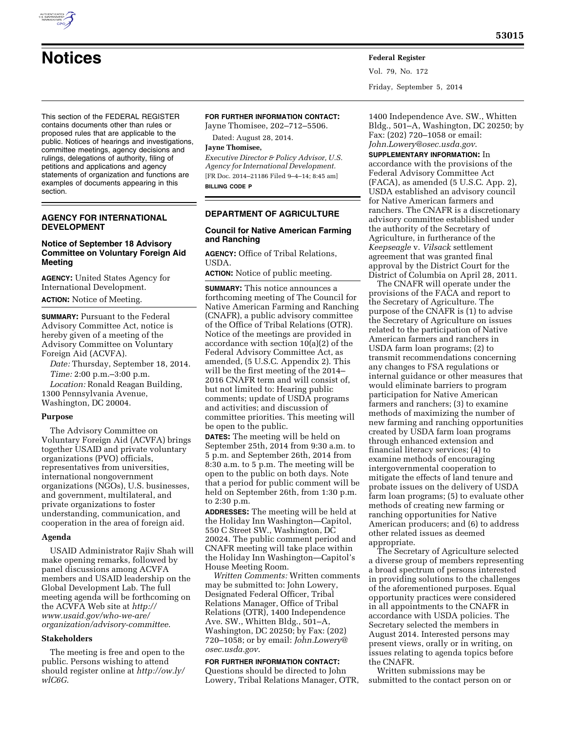# Notices

This section of the FEDERAL REGISTER contains documents other than rules or proposed rules that are applicable to the public. Notices of hearings and investigations, committee meetings, agency decisions and rulings, delegations of authority, filing of petitions and applications and agency statements of organization and functions are examples of documents appearing in this section.

## AGENCY FOR INTERNATIONAL DEVELOPMENT

### Notice of September 18 Advisory Committee on Voluntary Foreign Aid Meeting

**AGENCY:** United States Agency for International Development.

**ACTION:** Notice of Meeting.

**SUMMARY:** Pursuant to the Federal Advisory Committee Act, notice is hereby given of a meeting of the Advisory Committee on Voluntary Foreign Aid (ACVFA).

*Date:* Thursday, September 18, 2014.

*Time:* 2:00 p.m.–3:00 p.m.

*Location:* Ronald Reagan Building, 1300 Pennsylvania Avenue, Washington, DC 20004.

#### Purpose

The Advisory Committee on Voluntary Foreign Aid (ACVFA) brings together USAID and private voluntary organizations (PVO) officials, representatives from universities, international nongovernment organizations (NGOs), U.S. businesses, and government, multilateral, and private organizations to foster understanding, communication, and cooperation in the area of foreign aid.

#### Agenda

USAID Administrator Rajiv Shah will make opening remarks, followed by panel discussions among ACVFA members and USAID leadership on the Global Development Lab. The full meeting agenda will be forthcoming on the ACVFA Web site at *http://www.usaid.gov/who-we-are/organization/advisory-committee*.

#### Stakeholders

The meeting is free and open to the public. Persons wishing to attend should register online at *http://ow.ly/wlC6G*.

**FOR FURTHER INFORMATION CONTACT:** Jayne Thomisee, 202–712–5506.

Dated: August 28, 2014.

**Jayne Thomisee,**

*Executive Director & Policy Advisor, U.S. Agency for International Development.*

[FR Doc. 2014–21186 Filed 9–4–14; 8:45 am]

**BILLING CODE P**

## DEPARTMENT OF AGRICULTURE

### Council for Native American Farming and Ranching

**AGENCY:** Office of Tribal Relations, USDA.

**ACTION:** Notice of public meeting.

**SUMMARY:** This notice announces a forthcoming meeting of The Council for Native American Farming and Ranching (CNAFR), a public advisory committee of the Office of Tribal Relations (OTR). Notice of the meetings are provided in accordance with section 10(a)(2) of the Federal Advisory Committee Act, as amended, (5 U.S.C. Appendix 2). This will be the first meeting of the 2014–2016 CNAFR term and will consist of, but not limited to: Hearing public comments; update of USDA programs and activities; and discussion of committee priorities. This meeting will be open to the public.

**DATES:** The meeting will be held on September 25th, 2014 from 9:30 a.m. to 5 p.m. and September 26th, 2014 from 8:30 a.m. to 5 p.m. The meeting will be open to the public on both days. Note that a period for public comment will be held on September 26th, from 1:30 p.m. to 2:30 p.m.

**ADDRESSES:** The meeting will be held at the Holiday Inn Washington—Capitol, 550 C Street SW., Washington, DC 20024. The public comment period and CNAFR meeting will take place within the Holiday Inn Washington—Capitol's House Meeting Room.

*Written Comments:* Written comments may be submitted to: John Lowery, Designated Federal Officer, Tribal Relations Manager, Office of Tribal Relations (OTR), 1400 Independence Ave. SW., Whitten Bldg., 501–A, Washington, DC 20250; by Fax: (202) 720–1058; or by email: *John.Lowery@osec.usda.gov*.

**FOR FURTHER INFORMATION CONTACT:** Questions should be directed to John Lowery, Tribal Relations Manager, OTR, 1400 Independence Ave. SW., Whitten Bldg., 501–A, Washington, DC 20250; by Fax: (202) 720–1058 or email: *John.Lowery@osec.usda.gov*.

**SUPPLEMENTARY INFORMATION:** In accordance with the provisions of the Federal Advisory Committee Act (FACA), as amended (5 U.S.C. App. 2), USDA established an advisory council for Native American farmers and ranchers. The CNAFR is a discretionary advisory committee established under the authority of the Secretary of Agriculture, in furtherance of the *Keepseagle* v. *Vilsack* settlement agreement that was granted final approval by the District Court for the District of Columbia on April 28, 2011.

The CNAFR will operate under the provisions of the FACA and report to the Secretary of Agriculture. The purpose of the CNAFR is (1) to advise the Secretary of Agriculture on issues related to the participation of Native American farmers and ranchers in USDA farm loan programs; (2) to transmit recommendations concerning any changes to FSA regulations or internal guidance or other measures that would eliminate barriers to program participation for Native American farmers and ranchers; (3) to examine methods of maximizing the number of new farming and ranching opportunities created by USDA farm loan programs through enhanced extension and financial literacy services; (4) to examine methods of encouraging intergovernmental cooperation to mitigate the effects of land tenure and probate issues on the delivery of USDA farm loan programs; (5) to evaluate other methods of creating new farming or ranching opportunities for Native American producers; and (6) to address other related issues as deemed appropriate.

The Secretary of Agriculture selected a diverse group of members representing a broad spectrum of persons interested in providing solutions to the challenges of the aforementioned purposes. Equal opportunity practices were considered in all appointments to the CNAFR in accordance with USDA policies. The Secretary selected the members in August 2014. Interested persons may present views, orally or in writing, on issues relating to agenda topics before the CNAFR.

Written submissions may be submitted to the contact person on or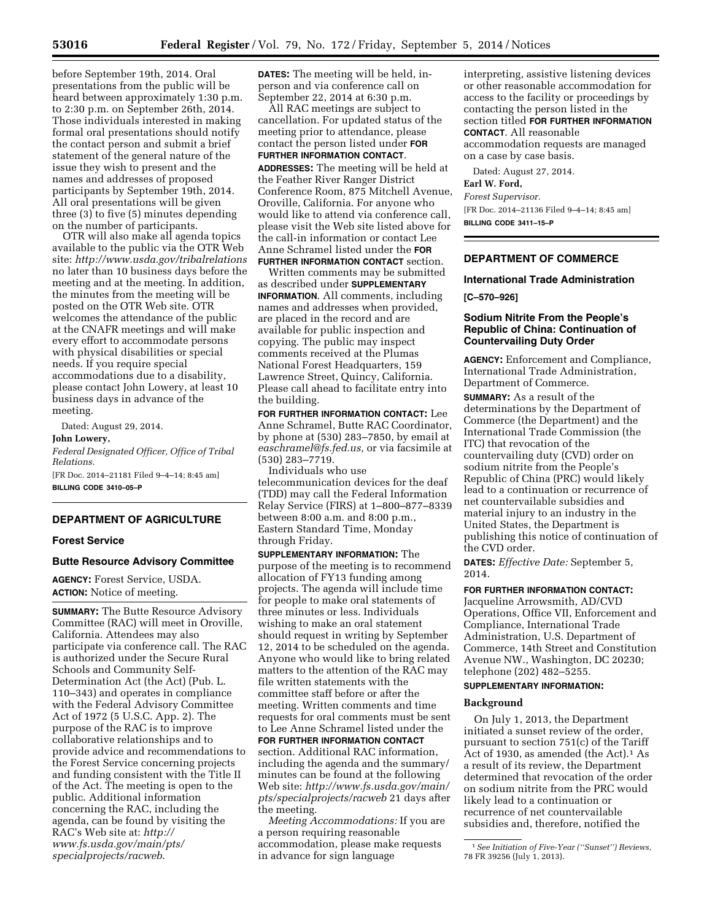before September 19th, 2014. Oral presentations from the public will be heard between approximately 1:30 p.m. to 2:30 p.m. on September 26th, 2014. Those individuals interested in making formal oral presentations should notify the contact person and submit a brief statement of the general nature of the issue they wish to present and the names and addresses of proposed participants by September 19th, 2014. All oral presentations will be given three (3) to five (5) minutes depending on the number of participants.

OTR will also make all agenda topics available to the public via the OTR Web site: *http://www.usda.gov/tribalrelations* no later than 10 business days before the meeting and at the meeting. In addition, the minutes from the meeting will be posted on the OTR Web site. OTR welcomes the attendance of the public at the CNAFR meetings and will make every effort to accommodate persons with physical disabilities or special needs. If you require special accommodations due to a disability, please contact John Lowery, at least 10 business days in advance of the meeting.

Dated: August 29, 2014.

**John Lowery,**

*Federal Designated Officer, Office of Tribal Relations.*

[FR Doc. 2014–21181 Filed 9–4–14; 8:45 am]

**BILLING CODE 3410–05–P**

## DEPARTMENT OF AGRICULTURE

### Forest Service

### Butte Resource Advisory Committee

**AGENCY:** Forest Service, USDA.

**ACTION:** Notice of meeting.

**SUMMARY:** The Butte Resource Advisory Committee (RAC) will meet in Oroville, California. Attendees may also participate via conference call. The RAC is authorized under the Secure Rural Schools and Community Self-Determination Act (the Act) (Pub. L. 110–343) and operates in compliance with the Federal Advisory Committee Act of 1972 (5 U.S.C. App. 2). The purpose of the RAC is to improve collaborative relationships and to provide advice and recommendations to the Forest Service concerning projects and funding consistent with the Title II of the Act. The meeting is open to the public. Additional information concerning the RAC, including the agenda, can be found by visiting the RAC's Web site at: *http://www.fs.usda.gov/main/pts/specialprojects/racweb*.

**DATES:** The meeting will be held, in-person and via conference call on September 22, 2014 at 6:30 p.m.

All RAC meetings are subject to cancellation. For updated status of the meeting prior to attendance, please contact the person listed under **FOR FURTHER INFORMATION CONTACT**.

**ADDRESSES:** The meeting will be held at the Feather River Ranger District Conference Room, 875 Mitchell Avenue, Oroville, California. For anyone who would like to attend via conference call, please visit the Web site listed above for the call-in information or contact Lee Anne Schramel listed under the **FOR FURTHER INFORMATION CONTACT** section.

Written comments may be submitted as described under **SUPPLEMENTARY INFORMATION**. All comments, including names and addresses when provided, are placed in the record and are available for public inspection and copying. The public may inspect comments received at the Plumas National Forest Headquarters, 159 Lawrence Street, Quincy, California. Please call ahead to facilitate entry into the building.

**FOR FURTHER INFORMATION CONTACT:** Lee Anne Schramel, Butte RAC Coordinator, by phone at (530) 283–7850, by email at *easchramel@fs.fed.us,* or via facsimile at (530) 283–7719.

Individuals who use telecommunication devices for the deaf (TDD) may call the Federal Information Relay Service (FIRS) at 1–800–877–8339 between 8:00 a.m. and 8:00 p.m., Eastern Standard Time, Monday through Friday.

**SUPPLEMENTARY INFORMATION:** The purpose of the meeting is to recommend allocation of FY13 funding among projects. The agenda will include time for people to make oral statements of three minutes or less. Individuals wishing to make an oral statement should request in writing by September 12, 2014 to be scheduled on the agenda. Anyone who would like to bring related matters to the attention of the RAC may file written statements with the committee staff before or after the meeting. Written comments and time requests for oral comments must be sent to Lee Anne Schramel listed under the **FOR FURTHER INFORMATION CONTACT** section. Additional RAC information, including the agenda and the summary/minutes can be found at the following Web site: *http://www.fs.usda.gov/main/pts/specialprojects/racweb* 21 days after the meeting.

*Meeting Accommodations:* If you are a person requiring reasonable accommodation, please make requests in advance for sign language interpreting, assistive listening devices or other reasonable accommodation for access to the facility or proceedings by contacting the person listed in the section titled **FOR FURTHER INFORMATION CONTACT**. All reasonable accommodation requests are managed on a case by case basis.

Dated: August 27, 2014.

**Earl W. Ford,**

*Forest Supervisor.*

[FR Doc. 2014–21136 Filed 9–4–14; 8:45 am]

**BILLING CODE 3411–15–P**

## DEPARTMENT OF COMMERCE

### International Trade Administration

**[C–570–926]**

### Sodium Nitrite From the People's Republic of China: Continuation of Countervailing Duty Order

**AGENCY:** Enforcement and Compliance, International Trade Administration, Department of Commerce.

**SUMMARY:** As a result of the determinations by the Department of Commerce (the Department) and the International Trade Commission (the ITC) that revocation of the countervailing duty (CVD) order on sodium nitrite from the People's Republic of China (PRC) would likely lead to a continuation or recurrence of net countervailable subsidies and material injury to an industry in the United States, the Department is publishing this notice of continuation of the CVD order.

**DATES:** *Effective Date:* September 5, 2014.

**FOR FURTHER INFORMATION CONTACT:** Jacqueline Arrowsmith, AD/CVD Operations, Office VII, Enforcement and Compliance, International Trade Administration, U.S. Department of Commerce, 14th Street and Constitution Avenue NW., Washington, DC 20230; telephone (202) 482–5255.

**SUPPLEMENTARY INFORMATION:**

#### Background

On July 1, 2013, the Department initiated a sunset review of the order, pursuant to section 751(c) of the Tariff Act of 1930, as amended (the Act).[1] As a result of its review, the Department determined that revocation of the order on sodium nitrite from the PRC would likely lead to a continuation or recurrence of net countervailable subsidies and, therefore, notified the

[1] *See Initiation of Five-Year (''Sunset'') Reviews*, 78 FR 39256 (July 1, 2013).